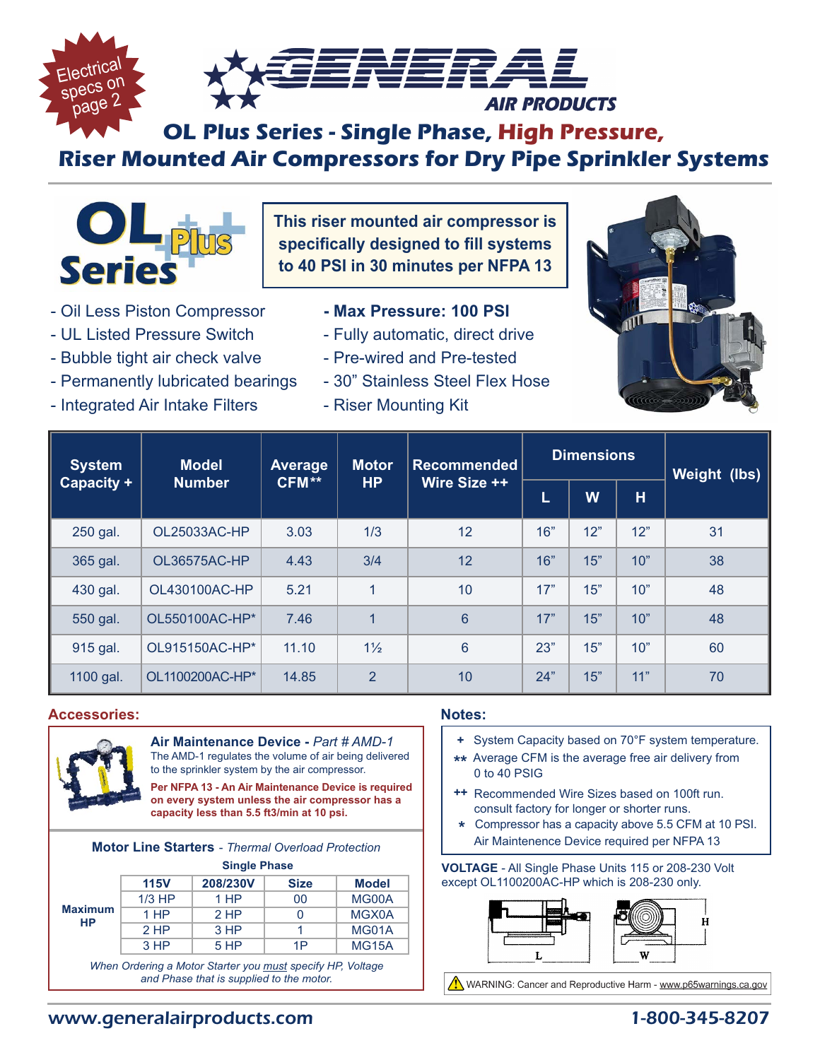Electrical specs on page 2

# GENERAL AIR PRODUCTS

## OL Plus Series - Single Phase, High Pressure, Riser Mounted Air Compressors for Dry Pipe Sprinkler Systems

OL Plus Series

**This riser mounted air compressor is specifically designed to fill systems to 40 PSI in 30 minutes per NFPA 13**

- Oil Less Piston Compressor
- UL Listed Pressure Switch
- Bubble tight air check valve
- Permanently lubricated bearings
- Integrated Air Intake Filters
- **Max Pressure: 100 PSI**
- Fully automatic, direct drive
- Pre-wired and Pre-tested
- 30" Stainless Steel Flex Hose
- Riser Mounting Kit

| System Capacity + | Model Number | Average CFM** | Motor HP | Recommended Wire Size ++ | Dimensions | | | Weight (lbs) |
|---|---|---|---|---|---|---|---|---|
| | | | | | L | W | H | |
| 250 gal. | OL25033AC-HP | 3.03 | 1/3 | 12 | 16" | 12" | 12" | 31 |
| 365 gal. | OL36575AC-HP | 4.43 | 3/4 | 12 | 16" | 15" | 10" | 38 |
| 430 gal. | OL430100AC-HP | 5.21 | 1 | 10 | 17" | 15" | 10" | 48 |
| 550 gal. | OL550100AC-HP* | 7.46 | 1 | 6 | 17" | 15" | 10" | 48 |
| 915 gal. | OL915150AC-HP* | 11.10 | 1½ | 6 | 23" | 15" | 10" | 60 |
| 1100 gal. | OL1100200AC-HP* | 14.85 | 2 | 10 | 24" | 15" | 11" | 70 |

### Accessories:

**Air Maintenance Device** - *Part # AMD-1*
The AMD-1 regulates the volume of air being delivered to the sprinkler system by the air compressor.

**Per NFPA 13 - An Air Maintenance Device is required on every system unless the air compressor has a capacity less than 5.5 ft3/min at 10 psi.**

**Motor Line Starters** - *Thermal Overload Protection*

**Single Phase**

| | 115V | 208/230V | Size | Model |
|---|---|---|---|---|
| **Maximum HP** | 1/3 HP | 1 HP | 00 | MG00A |
| | 1 HP | 2 HP | 0 | MGX0A |
| | 2 HP | 3 HP | 1 | MG01A |
| | 3 HP | 5 HP | 1P | MG15A |

*When Ordering a Motor Starter you must specify HP, Voltage and Phase that is supplied to the motor.*

### Notes:

\+ System Capacity based on 70°F system temperature.
\*\* Average CFM is the average free air delivery from 0 to 40 PSIG
\++ Recommended Wire Sizes based on 100ft run. consult factory for longer or shorter runs.
\* Compressor has a capacity above 5.5 CFM at 10 PSI. Air Maintenence Device required per NFPA 13

**VOLTAGE** - All Single Phase Units 115 or 208-230 Volt except OL1100200AC-HP which is 208-230 only.

L W H

WARNING: Cancer and Reproductive Harm - www.p65warnings.ca.gov

www.generalairproducts.com 1-800-345-8207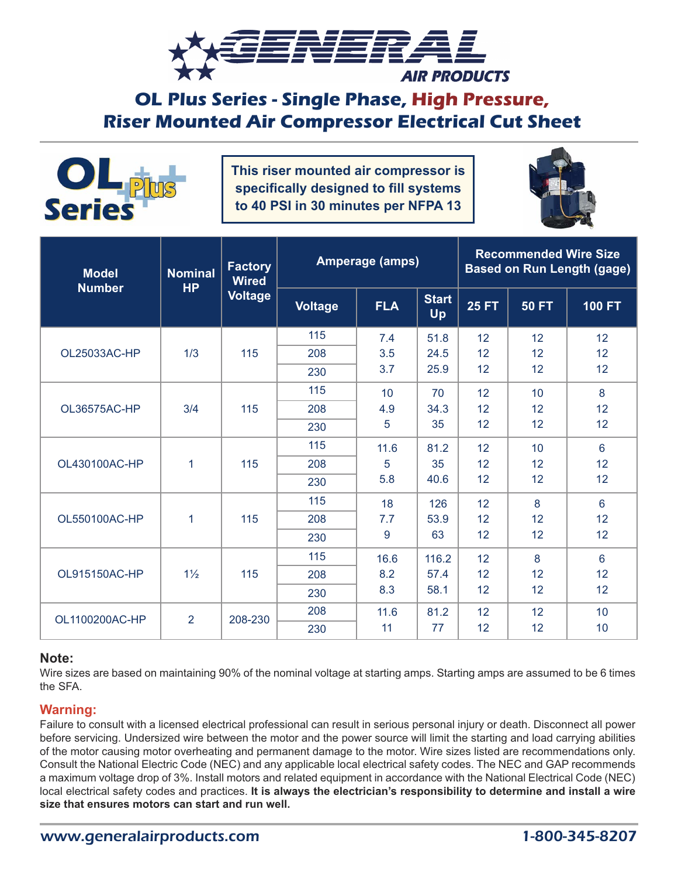# OL Plus Series - Single Phase, High Pressure, Riser Mounted Air Compressor Electrical Cut Sheet

**This riser mounted air compressor is specifically designed to fill systems to 40 PSI in 30 minutes per NFPA 13**

| Model Number | Nominal HP | Factory Wired Voltage | Amperage (amps) | | | Recommended Wire Size Based on Run Length (gage) | | |
|---|---|---|---|---|---|---|---|---|
| | | | Voltage | FLA | Start Up | 25 FT | 50 FT | 100 FT |
| OL25033AC-HP | 1/3 | 115 | 115 | 7.4 | 51.8 | 12 | 12 | 12 |
| | | | 208 | 3.5 | 24.5 | 12 | 12 | 12 |
| | | | 230 | 3.7 | 25.9 | 12 | 12 | 12 |
| OL36575AC-HP | 3/4 | 115 | 115 | 10 | 70 | 12 | 10 | 8 |
| | | | 208 | 4.9 | 34.3 | 12 | 12 | 12 |
| | | | 230 | 5 | 35 | 12 | 12 | 12 |
| OL430100AC-HP | 1 | 115 | 115 | 11.6 | 81.2 | 12 | 10 | 6 |
| | | | 208 | 5 | 35 | 12 | 12 | 12 |
| | | | 230 | 5.8 | 40.6 | 12 | 12 | 12 |
| OL550100AC-HP | 1 | 115 | 115 | 18 | 126 | 12 | 8 | 6 |
| | | | 208 | 7.7 | 53.9 | 12 | 12 | 12 |
| | | | 230 | 9 | 63 | 12 | 12 | 12 |
| OL915150AC-HP | 1½ | 115 | 115 | 16.6 | 116.2 | 12 | 8 | 6 |
| | | | 208 | 8.2 | 57.4 | 12 | 12 | 12 |
| | | | 230 | 8.3 | 58.1 | 12 | 12 | 12 |
| OL1100200AC-HP | 2 | 208-230 | 208 | 11.6 | 81.2 | 12 | 12 | 10 |
| | | | 230 | 11 | 77 | 12 | 12 | 10 |

**Note:**
Wire sizes are based on maintaining 90% of the nominal voltage at starting amps. Starting amps are assumed to be 6 times the SFA.

**Warning:**
Failure to consult with a licensed electrical professional can result in serious personal injury or death. Disconnect all power before servicing. Undersized wire between the motor and the power source will limit the starting and load carrying abilities of the motor causing motor overheating and permanent damage to the motor. Wire sizes listed are recommendations only. Consult the National Electric Code (NEC) and any applicable local electrical safety codes. The NEC and GAP recommends a maximum voltage drop of 3%. Install motors and related equipment in accordance with the National Electrical Code (NEC) local electrical safety codes and practices. **It is always the electrician's responsibility to determine and install a wire size that ensures motors can start and run well.**

www.generalairproducts.com 1-800-345-8207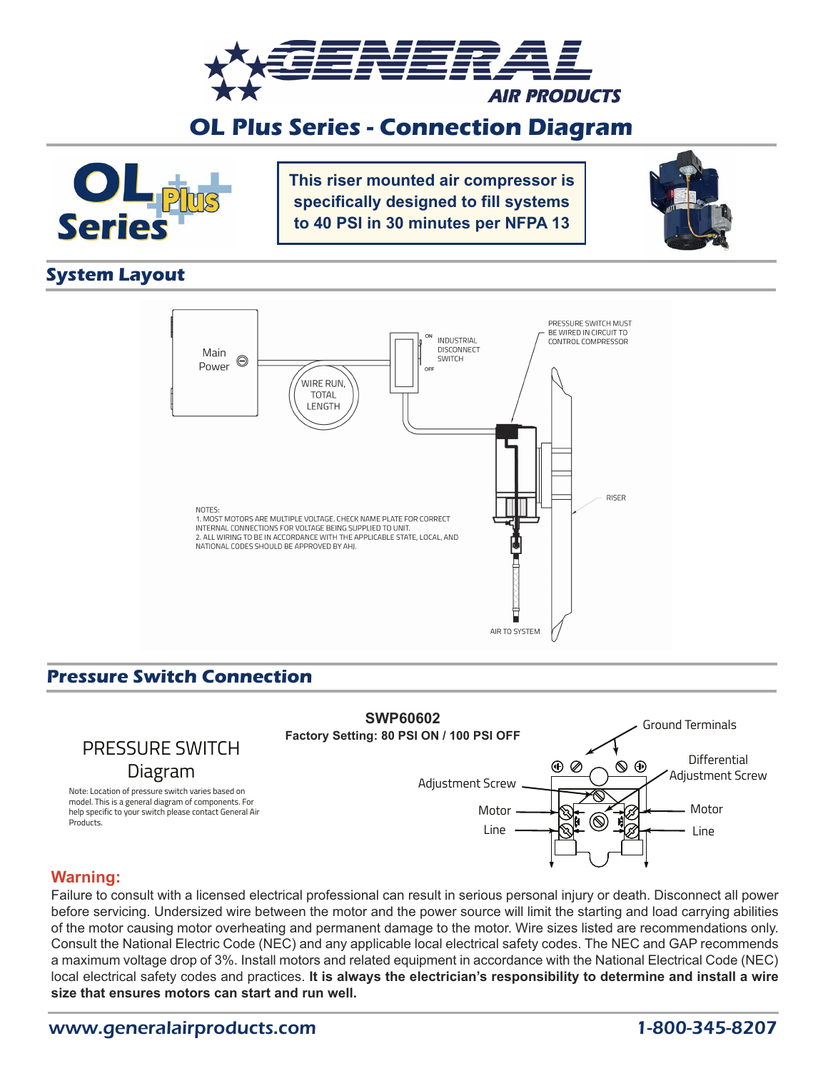GENERAL AIR PRODUCTS

# OL Plus Series - Connection Diagram

OL Plus Series

**This riser mounted air compressor is specifically designed to fill systems to 40 PSI in 30 minutes per NFPA 13**

## System Layout

Main Power

WIRE RUN, TOTAL LENGTH

ON
INDUSTRIAL DISCONNECT SWITCH
OFF

PRESSURE SWITCH MUST BE WIRED IN CIRCUIT TO CONTROL COMPRESSOR

RISER

AIR TO SYSTEM

NOTES:
1. MOST MOTORS ARE MULTIPLE VOLTAGE. CHECK NAME PLATE FOR CORRECT INTERNAL CONNECTIONS FOR VOLTAGE BEING SUPPLIED TO UNIT.
2. ALL WIRING TO BE IN ACCORDANCE WITH THE APPLICABLE STATE, LOCAL, AND NATIONAL CODES SHOULD BE APPROVED BY AHJ.

## Pressure Switch Connection

PRESSURE SWITCH Diagram

Note: Location of pressure switch varies based on model. This is a general diagram of components. For help specific to your switch please contact General Air Products.

**SWP60602**
**Factory Setting: 80 PSI ON / 100 PSI OFF**

Ground Terminals
Differential Adjustment Screw
Adjustment Screw
Motor
Line
Motor
Line

### Warning:

Failure to consult with a licensed electrical professional can result in serious personal injury or death. Disconnect all power before servicing. Undersized wire between the motor and the power source will limit the starting and load carrying abilities of the motor causing motor overheating and permanent damage to the motor. Wire sizes listed are recommendations only. Consult the National Electric Code (NEC) and any applicable local electrical safety codes. The NEC and GAP recommends a maximum voltage drop of 3%. Install motors and related equipment in accordance with the National Electrical Code (NEC) local electrical safety codes and practices. **It is always the electrician's responsibility to determine and install a wire size that ensures motors can start and run well.**

www.generalairproducts.com 1-800-345-8207